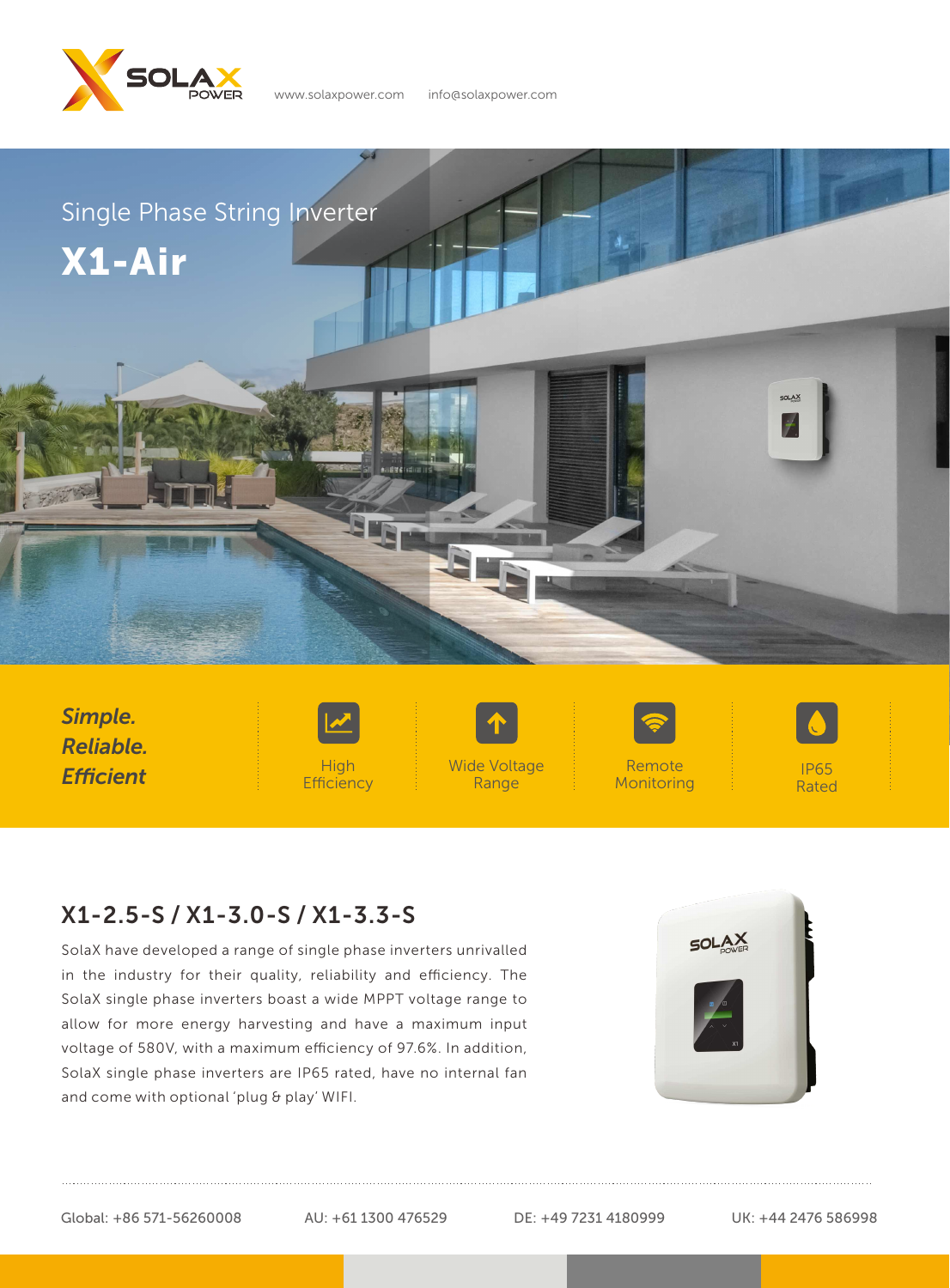www.solaxpower.com info@solaxpower.com

Single Phase String Inverter

# X1-Air

***Simple. Reliable. Efficient***

- High Efficiency
- Wide Voltage Range
- Remote Monitoring
- IP65 Rated

## X1-2.5-S / X1-3.0-S / X1-3.3-S

SolaX have developed a range of single phase inverters unrivalled in the industry for their quality, reliability and efficiency. The SolaX single phase inverters boast a wide MPPT voltage range to allow for more energy harvesting and have a maximum input voltage of 580V, with a maximum efficiency of 97.6%. In addition, SolaX single phase inverters are IP65 rated, have no internal fan and come with optional 'plug & play' WIFI.

Global: +86 571-56260008 AU: +61 1300 476529 DE: +49 7231 4180999 UK: +44 2476 586998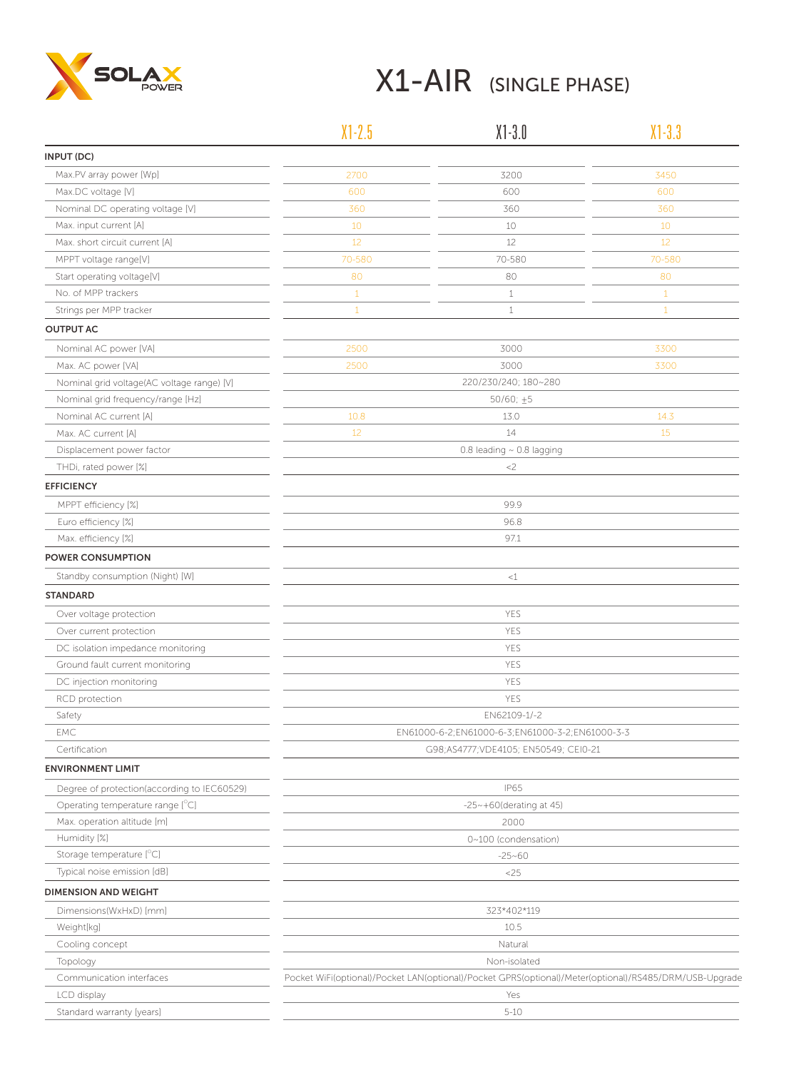# X1-AIR (SINGLE PHASE)

| | X1-2.5 | X1-3.0 | X1-3.3 |
|---|---|---|---|
| **INPUT (DC)** | | | |
| Max.PV array power [Wp] | 2700 | 3200 | 3450 |
| Max.DC voltage [V] | 600 | 600 | 600 |
| Nominal DC operating voltage [V] | 360 | 360 | 360 |
| Max. input current [A] | 10 | 10 | 10 |
| Max. short circuit current [A] | 12 | 12 | 12 |
| MPPT voltage range[V] | 70-580 | 70-580 | 70-580 |
| Start operating voltage[V] | 80 | 80 | 80 |
| No. of MPP trackers | 1 | 1 | 1 |
| Strings per MPP tracker | 1 | 1 | 1 |
| **OUTPUT AC** | | | |
| Nominal AC power [VA] | 2500 | 3000 | 3300 |
| Max. AC power [VA] | 2500 | 3000 | 3300 |
| Nominal grid voltage(AC voltage range) [V] | | 220/230/240; 180~280 | |
| Nominal grid frequency/range [Hz] | | 50/60; ±5 | |
| Nominal AC current [A] | 10.8 | 13.0 | 14.3 |
| Max. AC current [A] | 12 | 14 | 15 |
| Displacement power factor | | 0.8 leading ~ 0.8 lagging | |
| THDi, rated power [%] | | <2 | |
| **EFFICIENCY** | | | |
| MPPT efficiency [%] | | 99.9 | |
| Euro efficiency [%] | | 96.8 | |
| Max. efficiency [%] | | 97.1 | |
| **POWER CONSUMPTION** | | | |
| Standby consumption (Night) [W] | | <1 | |
| **STANDARD** | | | |
| Over voltage protection | | YES | |
| Over current protection | | YES | |
| DC isolation impedance monitoring | | YES | |
| Ground fault current monitoring | | YES | |
| DC injection monitoring | | YES | |
| RCD protection | | YES | |
| Safety | | EN62109-1/-2 | |
| EMC | | EN61000-6-2;EN61000-6-3;EN61000-3-2;EN61000-3-3 | |
| Certification | | G98;AS4777;VDE4105; EN50549; CEI0-21 | |
| **ENVIRONMENT LIMIT** | | | |
| Degree of protection(according to IEC60529) | | IP65 | |
| Operating temperature range [°C] | | -25~+60(derating at 45) | |
| Max. operation altitude [m] | | 2000 | |
| Humidity [%] | | 0~100 (condensation) | |
| Storage temperature [°C] | | -25~60 | |
| Typical noise emission [dB] | | <25 | |
| **DIMENSION AND WEIGHT** | | | |
| Dimensions(WxHxD) [mm] | | 323*402*119 | |
| Weight[kg] | | 10.5 | |
| Cooling concept | | Natural | |
| Topology | | Non-isolated | |
| Communication interfaces | | Pocket WiFi(optional)/Pocket LAN(optional)/Pocket GPRS(optional)/Meter(optional)/RS485/DRM/USB-Upgrade | |
| LCD display | | Yes | |
| Standard warranty [years] | | 5-10 | |